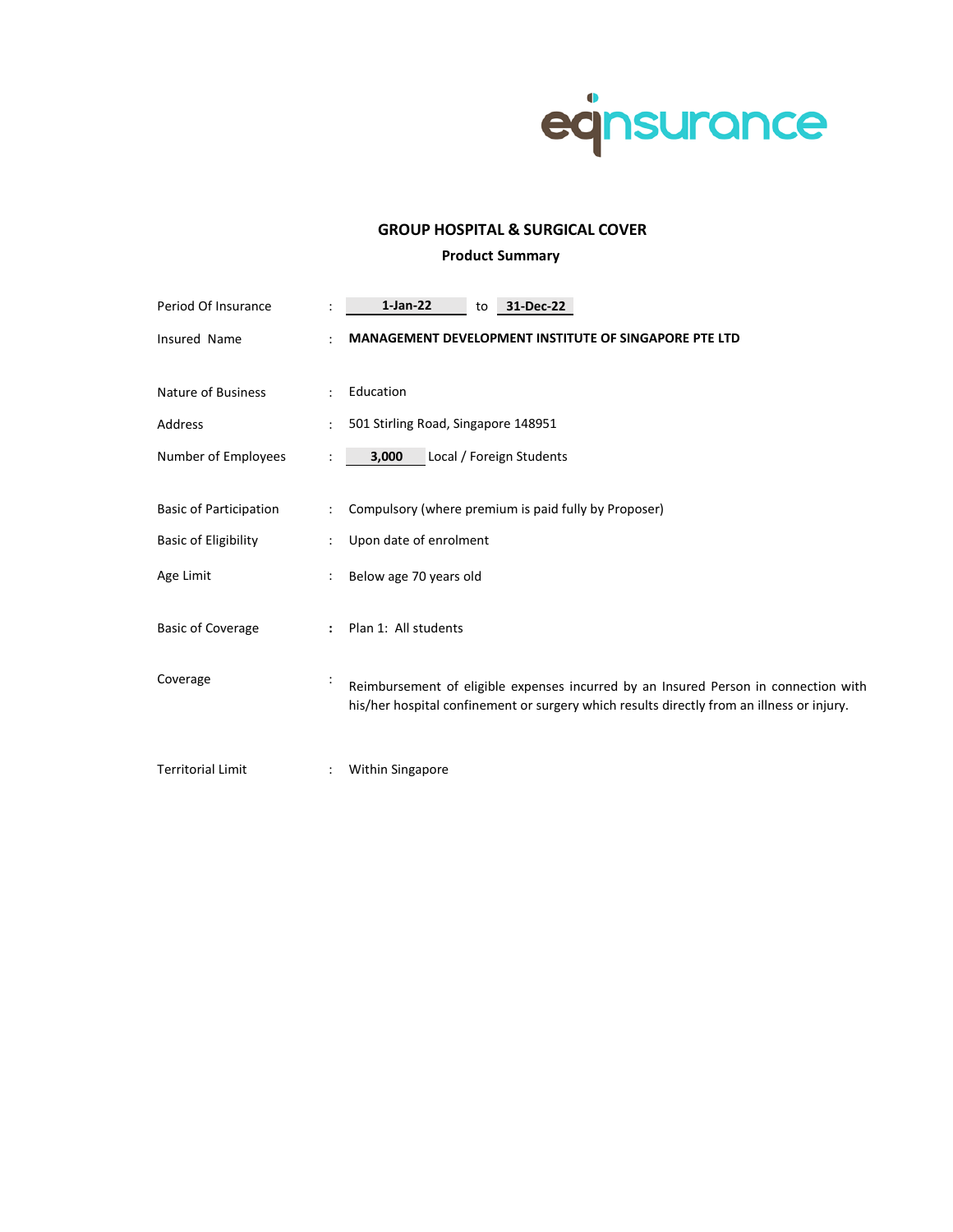eqnsurance

## GROUP HOSPITAL & SURGICAL COVER

### Product Summary

| | | |
|---|---|---|
| Period Of Insurance | : | **1-Jan-22** to **31-Dec-22** |
| Insured Name | : | **MANAGEMENT DEVELOPMENT INSTITUTE OF SINGAPORE PTE LTD** |
| Nature of Business | : | Education |
| Address | : | 501 Stirling Road, Singapore 148951 |
| Number of Employees | : | **3,000** Local / Foreign Students |
| Basic of Participation | : | Compulsory (where premium is paid fully by Proposer) |
| Basic of Eligibility | : | Upon date of enrolment |
| Age Limit | : | Below age 70 years old |
| Basic of Coverage | : | Plan 1: All students |
| Coverage | : | Reimbursement of eligible expenses incurred by an Insured Person in connection with his/her hospital confinement or surgery which results directly from an illness or injury. |
| Territorial Limit | : | Within Singapore |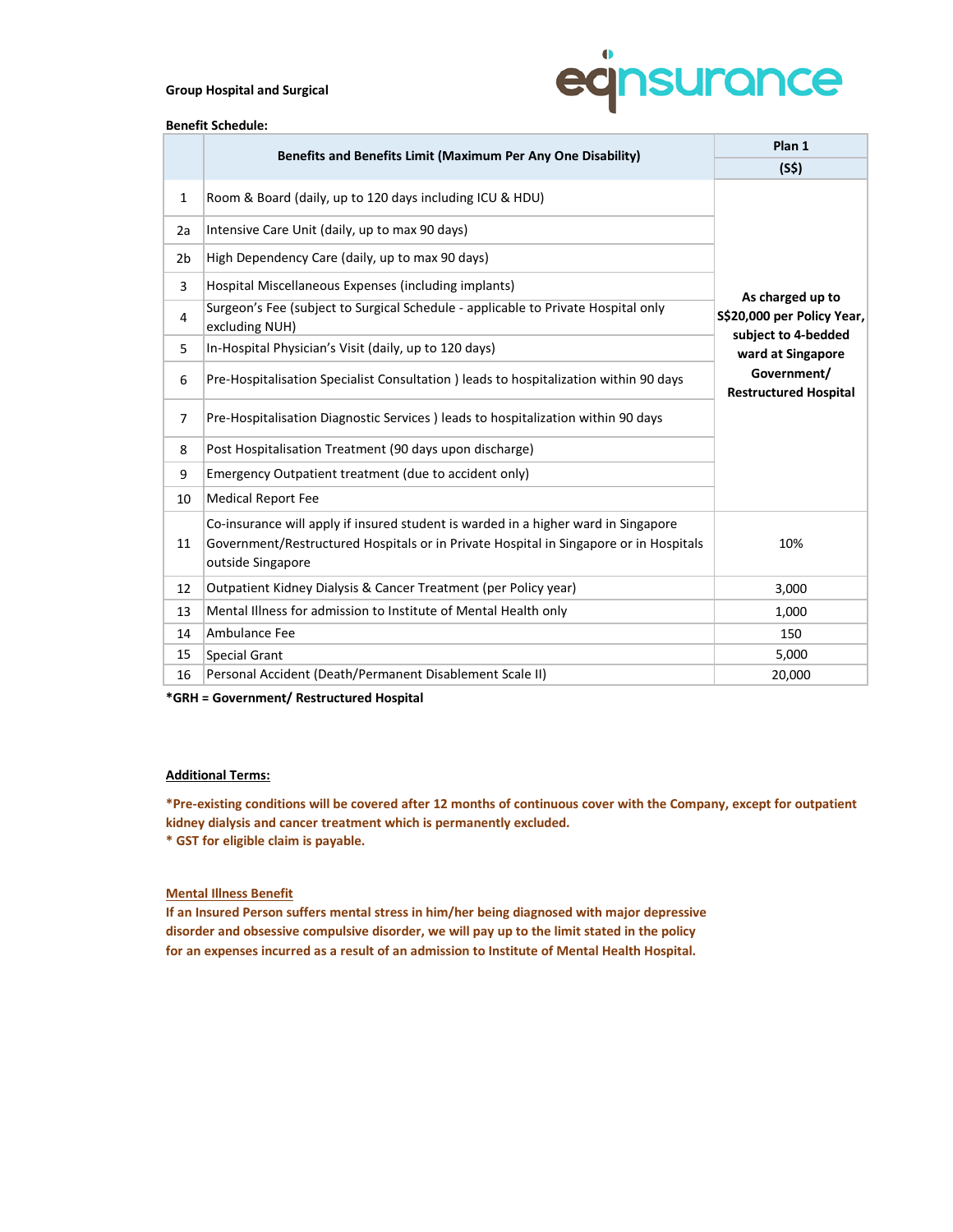**Group Hospital and Surgical**

**Benefit Schedule:**

| | **Benefits and Benefits Limit (Maximum Per Any One Disability)** | **Plan 1** |
|---|---|---|
| | | **(S$)** |
| 1 | Room & Board (daily, up to 120 days including ICU & HDU) | **As charged up to S$20,000 per Policy Year, subject to 4-bedded ward at Singapore Government/ Restructured Hospital** |
| 2a | Intensive Care Unit (daily, up to max 90 days) | |
| 2b | High Dependency Care (daily, up to max 90 days) | |
| 3 | Hospital Miscellaneous Expenses (including implants) | |
| 4 | Surgeon's Fee (subject to Surgical Schedule - applicable to Private Hospital only excluding NUH) | |
| 5 | In-Hospital Physician's Visit (daily, up to 120 days) | |
| 6 | Pre-Hospitalisation Specialist Consultation ) leads to hospitalization within 90 days | |
| 7 | Pre-Hospitalisation Diagnostic Services ) leads to hospitalization within 90 days | |
| 8 | Post Hospitalisation Treatment (90 days upon discharge) | |
| 9 | Emergency Outpatient treatment (due to accident only) | |
| 10 | Medical Report Fee | |
| 11 | Co-insurance will apply if insured student is warded in a higher ward in Singapore Government/Restructured Hospitals or in Private Hospital in Singapore or in Hospitals outside Singapore | 10% |
| 12 | Outpatient Kidney Dialysis & Cancer Treatment (per Policy year) | 3,000 |
| 13 | Mental Illness for admission to Institute of Mental Health only | 1,000 |
| 14 | Ambulance Fee | 150 |
| 15 | Special Grant | 5,000 |
| 16 | Personal Accident (Death/Permanent Disablement Scale II) | 20,000 |

**\*GRH = Government/ Restructured Hospital**

**Additional Terms:**

**\*Pre-existing conditions will be covered after 12 months of continuous cover with the Company, except for outpatient kidney dialysis and cancer treatment which is permanently excluded.**
**\* GST for eligible claim is payable.**

**Mental Illness Benefit**

**If an Insured Person suffers mental stress in him/her being diagnosed with major depressive disorder and obsessive compulsive disorder, we will pay up to the limit stated in the policy for an expenses incurred as a result of an admission to Institute of Mental Health Hospital.**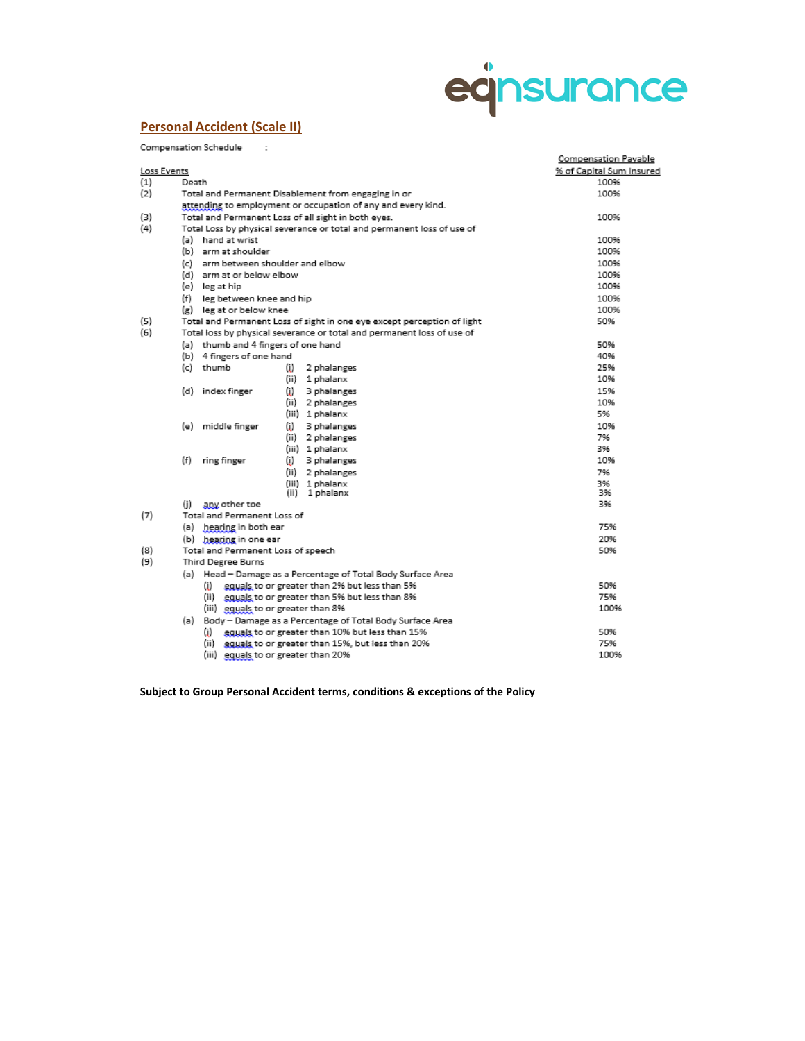## Personal Accident (Scale II)

Compensation Schedule :

| Loss Events | | | | Compensation Payable % of Capital Sum Insured |
|---|---|---|---|---|
| (1) | Death | | | 100% |
| (2) | Total and Permanent Disablement from engaging in or attending to employment or occupation of any and every kind. | | | 100% |
| (3) | Total and Permanent Loss of all sight in both eyes. | | | 100% |
| (4) | Total Loss by physical severance or total and permanent loss of use of | | | |
| | (a) hand at wrist | | | 100% |
| | (b) arm at shoulder | | | 100% |
| | (c) arm between shoulder and elbow | | | 100% |
| | (d) arm at or below elbow | | | 100% |
| | (e) leg at hip | | | 100% |
| | (f) leg between knee and hip | | | 100% |
| | (g) leg at or below knee | | | 100% |
| (5) | Total and Permanent Loss of sight in one eye except perception of light | | | 50% |
| (6) | Total loss by physical severance or total and permanent loss of use of | | | |
| | (a) thumb and 4 fingers of one hand | | | 50% |
| | (b) 4 fingers of one hand | | | 40% |
| | (c) thumb | (i) | 2 phalanges | 25% |
| | | (ii) | 1 phalanx | 10% |
| | (d) index finger | (i) | 3 phalanges | 15% |
| | | (ii) | 2 phalanges | 10% |
| | | (iii) | 1 phalanx | 5% |
| | (e) middle finger | (i) | 3 phalanges | 10% |
| | | (ii) | 2 phalanges | 7% |
| | | (iii) | 1 phalanx | 3% |
| | (f) ring finger | (i) | 3 phalanges | 10% |
| | | (ii) | 2 phalanges | 7% |
| | | (iii) | 1 phalanx | 3% |
| | | (ii) | 1 phalanx | 3% |
| | (j) any other toe | | | 3% |
| (7) | Total and Permanent Loss of | | | |
| | (a) hearing in both ear | | | 75% |
| | (b) hearing in one ear | | | 20% |
| (8) | Total and Permanent Loss of speech | | | 50% |
| (9) | Third Degree Burns | | | |
| | (a) Head – Damage as a Percentage of Total Body Surface Area | | | |
| | | (i) | equals to or greater than 2% but less than 5% | 50% |
| | | (ii) | equals to or greater than 5% but less than 8% | 75% |
| | | (iii) | equals to or greater than 8% | 100% |
| | (a) Body – Damage as a Percentage of Total Body Surface Area | | | |
| | | (i) | equals to or greater than 10% but less than 15% | 50% |
| | | (ii) | equals to or greater than 15%, but less than 20% | 75% |
| | | (iii) | equals to or greater than 20% | 100% |

**Subject to Group Personal Accident terms, conditions & exceptions of the Policy**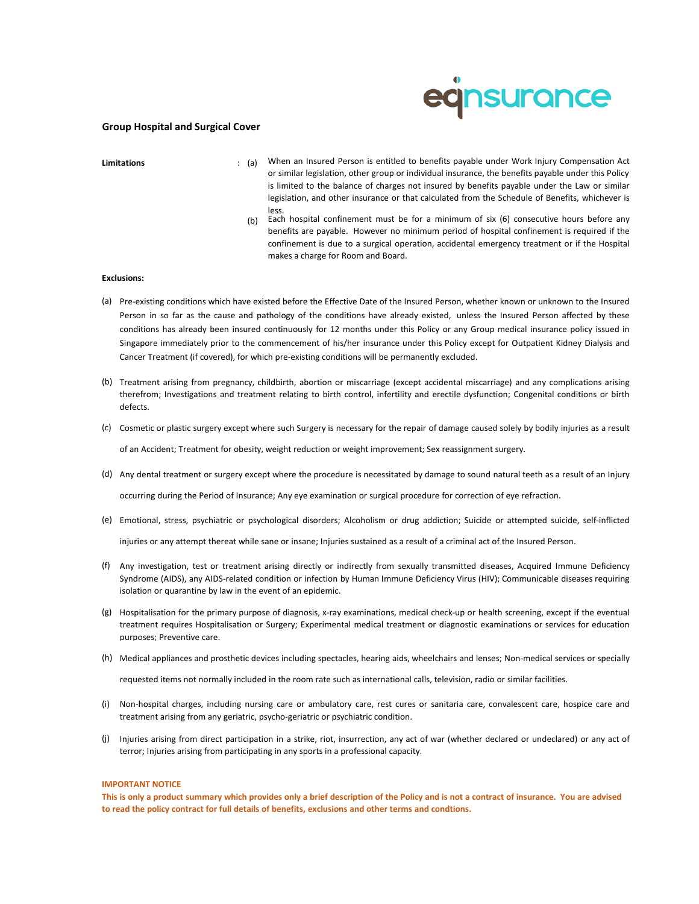## Group Hospital and Surgical Cover

**Limitations** :

(a) When an Insured Person is entitled to benefits payable under Work Injury Compensation Act or similar legislation, other group or individual insurance, the benefits payable under this Policy is limited to the balance of charges not insured by benefits payable under the Law or similar legislation, and other insurance or that calculated from the Schedule of Benefits, whichever is less.

(b) Each hospital confinement must be for a minimum of six (6) consecutive hours before any benefits are payable. However no minimum period of hospital confinement is required if the confinement is due to a surgical operation, accidental emergency treatment or if the Hospital makes a charge for Room and Board.

**Exclusions:**

(a) Pre-existing conditions which have existed before the Effective Date of the Insured Person, whether known or unknown to the Insured Person in so far as the cause and pathology of the conditions have already existed, unless the Insured Person affected by these conditions has already been insured continuously for 12 months under this Policy or any Group medical insurance policy issued in Singapore immediately prior to the commencement of his/her insurance under this Policy except for Outpatient Kidney Dialysis and Cancer Treatment (if covered), for which pre-existing conditions will be permanently excluded.

(b) Treatment arising from pregnancy, childbirth, abortion or miscarriage (except accidental miscarriage) and any complications arising therefrom; Investigations and treatment relating to birth control, infertility and erectile dysfunction; Congenital conditions or birth defects.

(c) Cosmetic or plastic surgery except where such Surgery is necessary for the repair of damage caused solely by bodily injuries as a result of an Accident; Treatment for obesity, weight reduction or weight improvement; Sex reassignment surgery.

(d) Any dental treatment or surgery except where the procedure is necessitated by damage to sound natural teeth as a result of an Injury occurring during the Period of Insurance; Any eye examination or surgical procedure for correction of eye refraction.

(e) Emotional, stress, psychiatric or psychological disorders; Alcoholism or drug addiction; Suicide or attempted suicide, self-inflicted injuries or any attempt thereat while sane or insane; Injuries sustained as a result of a criminal act of the Insured Person.

(f) Any investigation, test or treatment arising directly or indirectly from sexually transmitted diseases, Acquired Immune Deficiency Syndrome (AIDS), any AIDS-related condition or infection by Human Immune Deficiency Virus (HIV); Communicable diseases requiring isolation or quarantine by law in the event of an epidemic.

(g) Hospitalisation for the primary purpose of diagnosis, x-ray examinations, medical check-up or health screening, except if the eventual treatment requires Hospitalisation or Surgery; Experimental medical treatment or diagnostic examinations or services for education purposes; Preventive care.

(h) Medical appliances and prosthetic devices including spectacles, hearing aids, wheelchairs and lenses; Non-medical services or specially requested items not normally included in the room rate such as international calls, television, radio or similar facilities.

(i) Non-hospital charges, including nursing care or ambulatory care, rest cures or sanitaria care, convalescent care, hospice care and treatment arising from any geriatric, psycho-geriatric or psychiatric condition.

(j) Injuries arising from direct participation in a strike, riot, insurrection, any act of war (whether declared or undeclared) or any act of terror; Injuries arising from participating in any sports in a professional capacity.

**IMPORTANT NOTICE**

**This is only a product summary which provides only a brief description of the Policy and is not a contract of insurance. You are advised to read the policy contract for full details of benefits, exclusions and other terms and condtions.**